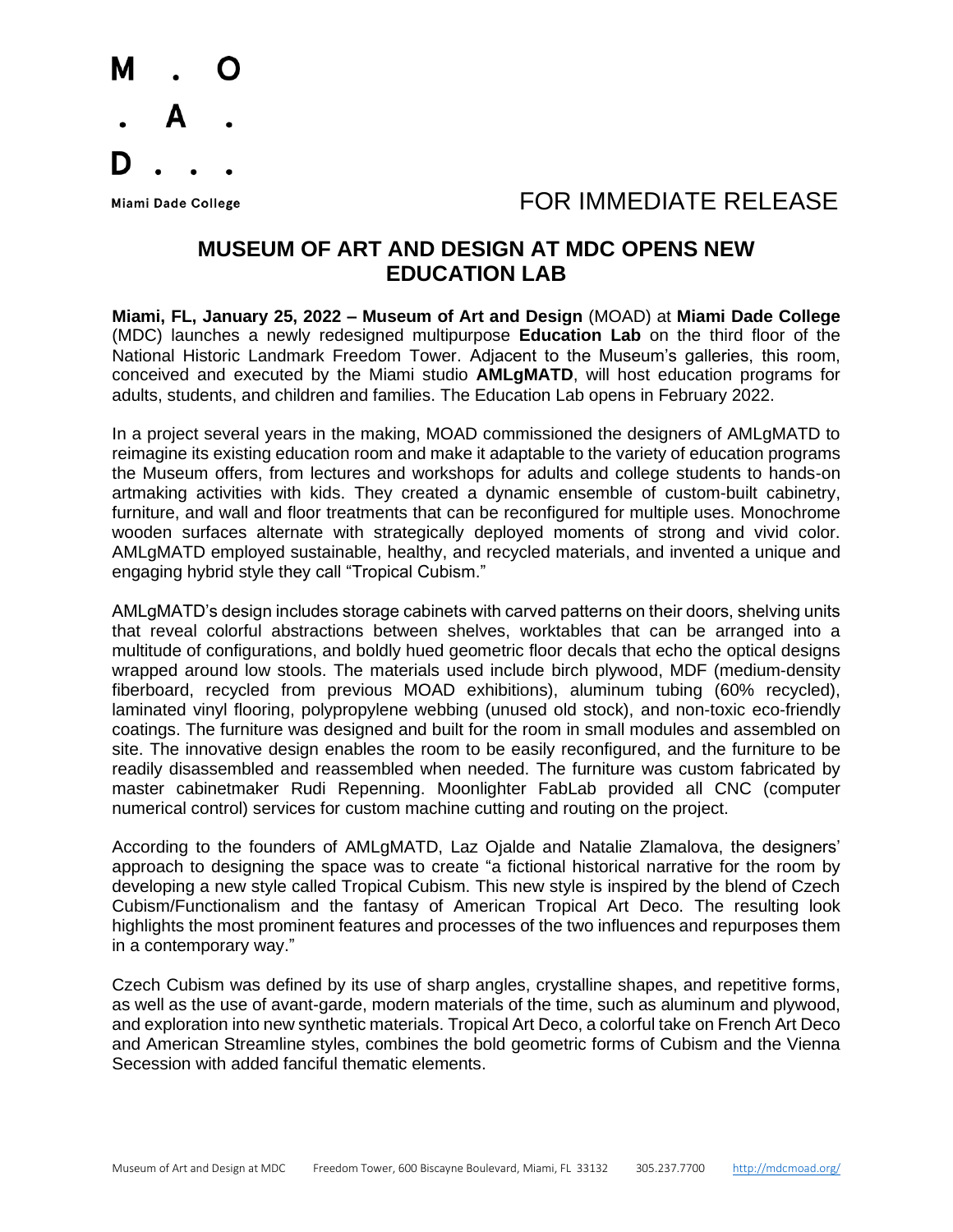M . O
. A .
D . . .

Miami Dade College

FOR IMMEDIATE RELEASE

# MUSEUM OF ART AND DESIGN AT MDC OPENS NEW EDUCATION LAB

**Miami, FL, January 25, 2022 – Museum of Art and Design** (MOAD) at **Miami Dade College** (MDC) launches a newly redesigned multipurpose **Education Lab** on the third floor of the National Historic Landmark Freedom Tower. Adjacent to the Museum's galleries, this room, conceived and executed by the Miami studio **AMLgMATD**, will host education programs for adults, students, and children and families. The Education Lab opens in February 2022.

In a project several years in the making, MOAD commissioned the designers of AMLgMATD to reimagine its existing education room and make it adaptable to the variety of education programs the Museum offers, from lectures and workshops for adults and college students to hands-on artmaking activities with kids. They created a dynamic ensemble of custom-built cabinetry, furniture, and wall and floor treatments that can be reconfigured for multiple uses. Monochrome wooden surfaces alternate with strategically deployed moments of strong and vivid color. AMLgMATD employed sustainable, healthy, and recycled materials, and invented a unique and engaging hybrid style they call "Tropical Cubism."

AMLgMATD's design includes storage cabinets with carved patterns on their doors, shelving units that reveal colorful abstractions between shelves, worktables that can be arranged into a multitude of configurations, and boldly hued geometric floor decals that echo the optical designs wrapped around low stools. The materials used include birch plywood, MDF (medium-density fiberboard, recycled from previous MOAD exhibitions), aluminum tubing (60% recycled), laminated vinyl flooring, polypropylene webbing (unused old stock), and non-toxic eco-friendly coatings. The furniture was designed and built for the room in small modules and assembled on site. The innovative design enables the room to be easily reconfigured, and the furniture to be readily disassembled and reassembled when needed. The furniture was custom fabricated by master cabinetmaker Rudi Repenning. Moonlighter FabLab provided all CNC (computer numerical control) services for custom machine cutting and routing on the project.

According to the founders of AMLgMATD, Laz Ojalde and Natalie Zlamalova, the designers' approach to designing the space was to create "a fictional historical narrative for the room by developing a new style called Tropical Cubism. This new style is inspired by the blend of Czech Cubism/Functionalism and the fantasy of American Tropical Art Deco. The resulting look highlights the most prominent features and processes of the two influences and repurposes them in a contemporary way."

Czech Cubism was defined by its use of sharp angles, crystalline shapes, and repetitive forms, as well as the use of avant-garde, modern materials of the time, such as aluminum and plywood, and exploration into new synthetic materials. Tropical Art Deco, a colorful take on French Art Deco and American Streamline styles, combines the bold geometric forms of Cubism and the Vienna Secession with added fanciful thematic elements.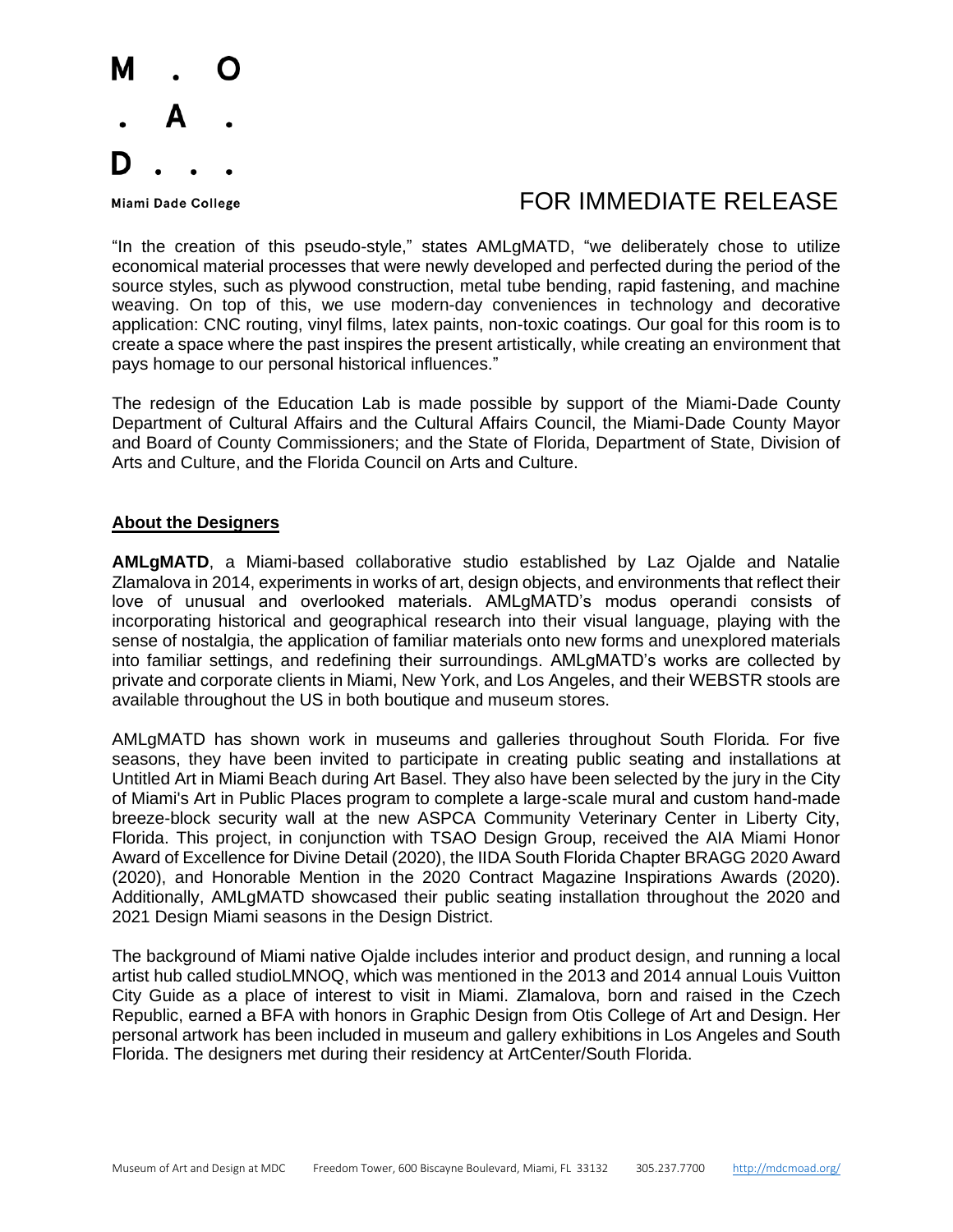FOR IMMEDIATE RELEASE

"In the creation of this pseudo-style," states AMLgMATD, "we deliberately chose to utilize economical material processes that were newly developed and perfected during the period of the source styles, such as plywood construction, metal tube bending, rapid fastening, and machine weaving. On top of this, we use modern-day conveniences in technology and decorative application: CNC routing, vinyl films, latex paints, non-toxic coatings. Our goal for this room is to create a space where the past inspires the present artistically, while creating an environment that pays homage to our personal historical influences."

The redesign of the Education Lab is made possible by support of the Miami-Dade County Department of Cultural Affairs and the Cultural Affairs Council, the Miami-Dade County Mayor and Board of County Commissioners; and the State of Florida, Department of State, Division of Arts and Culture, and the Florida Council on Arts and Culture.

**About the Designers**

**AMLgMATD**, a Miami-based collaborative studio established by Laz Ojalde and Natalie Zlamalova in 2014, experiments in works of art, design objects, and environments that reflect their love of unusual and overlooked materials. AMLgMATD's modus operandi consists of incorporating historical and geographical research into their visual language, playing with the sense of nostalgia, the application of familiar materials onto new forms and unexplored materials into familiar settings, and redefining their surroundings. AMLgMATD's works are collected by private and corporate clients in Miami, New York, and Los Angeles, and their WEBSTR stools are available throughout the US in both boutique and museum stores.

AMLgMATD has shown work in museums and galleries throughout South Florida. For five seasons, they have been invited to participate in creating public seating and installations at Untitled Art in Miami Beach during Art Basel. They also have been selected by the jury in the City of Miami's Art in Public Places program to complete a large-scale mural and custom hand-made breeze-block security wall at the new ASPCA Community Veterinary Center in Liberty City, Florida. This project, in conjunction with TSAO Design Group, received the AIA Miami Honor Award of Excellence for Divine Detail (2020), the IIDA South Florida Chapter BRAGG 2020 Award (2020), and Honorable Mention in the 2020 Contract Magazine Inspirations Awards (2020). Additionally, AMLgMATD showcased their public seating installation throughout the 2020 and 2021 Design Miami seasons in the Design District.

The background of Miami native Ojalde includes interior and product design, and running a local artist hub called studioLMNOQ, which was mentioned in the 2013 and 2014 annual Louis Vuitton City Guide as a place of interest to visit in Miami. Zlamalova, born and raised in the Czech Republic, earned a BFA with honors in Graphic Design from Otis College of Art and Design. Her personal artwork has been included in museum and gallery exhibitions in Los Angeles and South Florida. The designers met during their residency at ArtCenter/South Florida.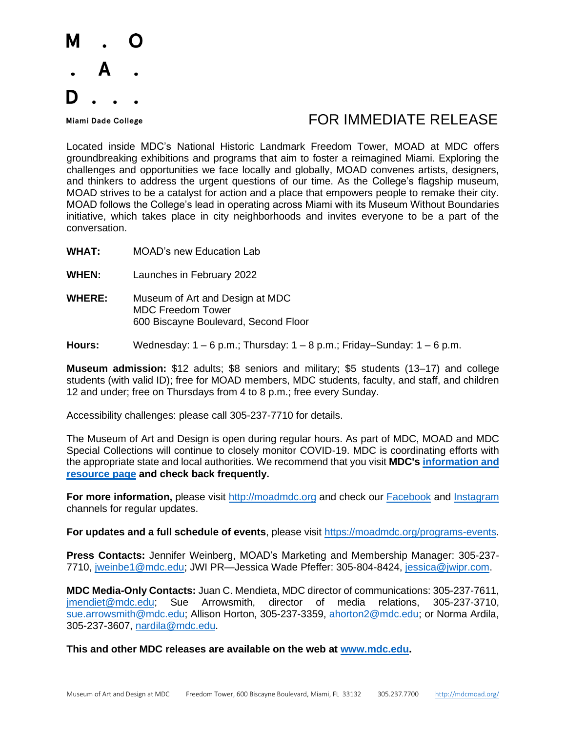M . O
. A .
D . . .

Miami Dade College

FOR IMMEDIATE RELEASE

Located inside MDC's National Historic Landmark Freedom Tower, MOAD at MDC offers groundbreaking exhibitions and programs that aim to foster a reimagined Miami. Exploring the challenges and opportunities we face locally and globally, MOAD convenes artists, designers, and thinkers to address the urgent questions of our time. As the College's flagship museum, MOAD strives to be a catalyst for action and a place that empowers people to remake their city. MOAD follows the College's lead in operating across Miami with its Museum Without Boundaries initiative, which takes place in city neighborhoods and invites everyone to be a part of the conversation.

**WHAT:** MOAD's new Education Lab

**WHEN:** Launches in February 2022

**WHERE:** Museum of Art and Design at MDC
MDC Freedom Tower
600 Biscayne Boulevard, Second Floor

**Hours:** Wednesday: 1 – 6 p.m.; Thursday: 1 – 8 p.m.; Friday–Sunday: 1 – 6 p.m.

**Museum admission:** $12 adults; $8 seniors and military; $5 students (13–17) and college students (with valid ID); free for MOAD members, MDC students, faculty, and staff, and children 12 and under; free on Thursdays from 4 to 8 p.m.; free every Sunday.

Accessibility challenges: please call 305-237-7710 for details.

The Museum of Art and Design is open during regular hours. As part of MDC, MOAD and MDC Special Collections will continue to closely monitor COVID-19. MDC is coordinating efforts with the appropriate state and local authorities. We recommend that you visit **MDC's information and resource page and check back frequently.**

**For more information,** please visit http://moadmdc.org and check our Facebook and Instagram channels for regular updates.

**For updates and a full schedule of events**, please visit https://moadmdc.org/programs-events.

**Press Contacts:** Jennifer Weinberg, MOAD's Marketing and Membership Manager: 305-237-7710, jweinbe1@mdc.edu; JWI PR—Jessica Wade Pfeffer: 305-804-8424, jessica@jwipr.com.

**MDC Media-Only Contacts:** Juan C. Mendieta, MDC director of communications: 305-237-7611, jmendiet@mdc.edu; Sue Arrowsmith, director of media relations, 305-237-3710, sue.arrowsmith@mdc.edu; Allison Horton, 305-237-3359, ahorton2@mdc.edu; or Norma Ardila, 305-237-3607, nardila@mdc.edu.

**This and other MDC releases are available on the web at www.mdc.edu.**

Museum of Art and Design at MDC Freedom Tower, 600 Biscayne Boulevard, Miami, FL 33132 305.237.7700 http://mdcmoad.org/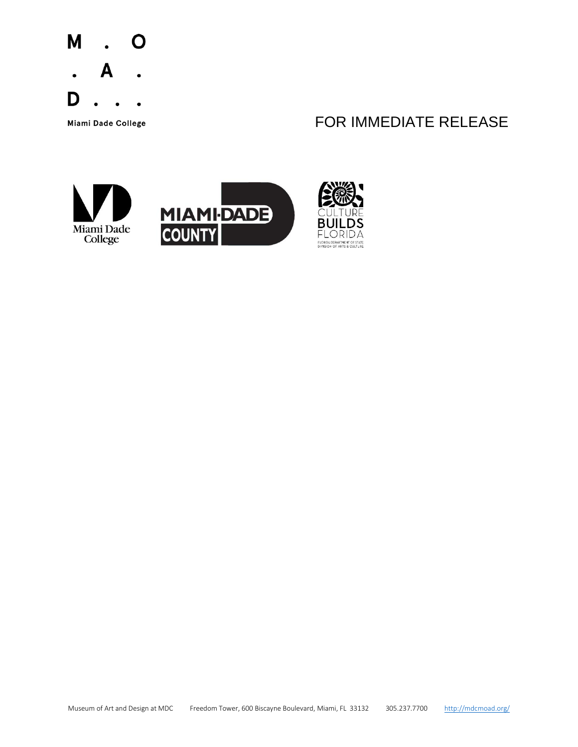M . O
. A .
D . . .
Miami Dade College

FOR IMMEDIATE RELEASE

Miami Dade College

MIAMI-DADE COUNTY

CULTURE BUILDS FLORIDA
FLORIDA DEPARTMENT OF STATE DIVISION OF ARTS & CULTURE

Museum of Art and Design at MDC Freedom Tower, 600 Biscayne Boulevard, Miami, FL 33132 305.237.7700 http://mdcmoad.org/